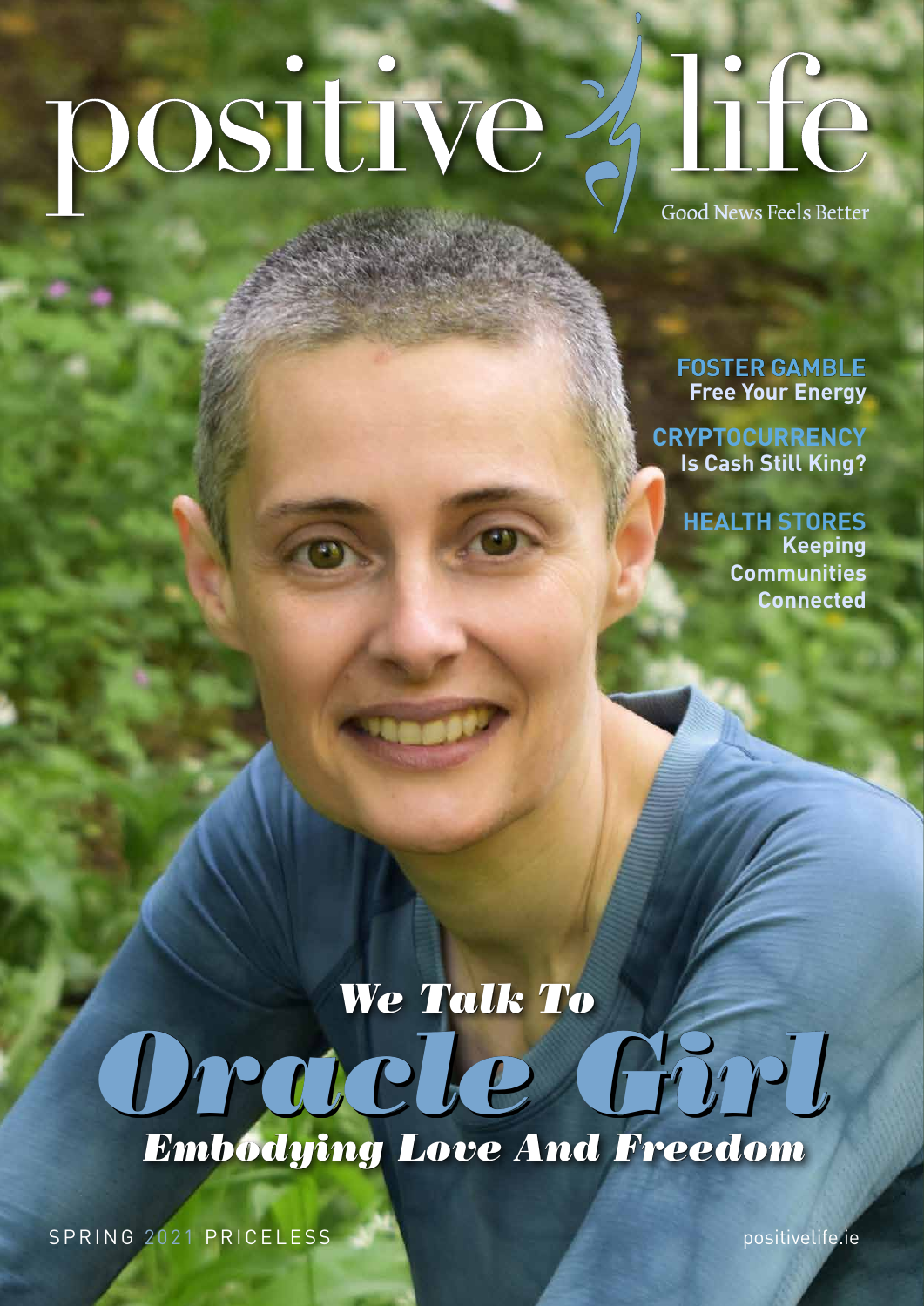# positive life

Good News Feels Better

**FOSTER GAMBLE**
**Free Your Energy**

**CRYPTOCURRENCY**
**Is Cash Still King?**

**HEALTH STORES**
**Keeping Communities Connected**

***We Talk To***

# *Oracle Girl*

***Embodying Love And Freedom***

SPRING 2021 PRICELESS

positivelife.ie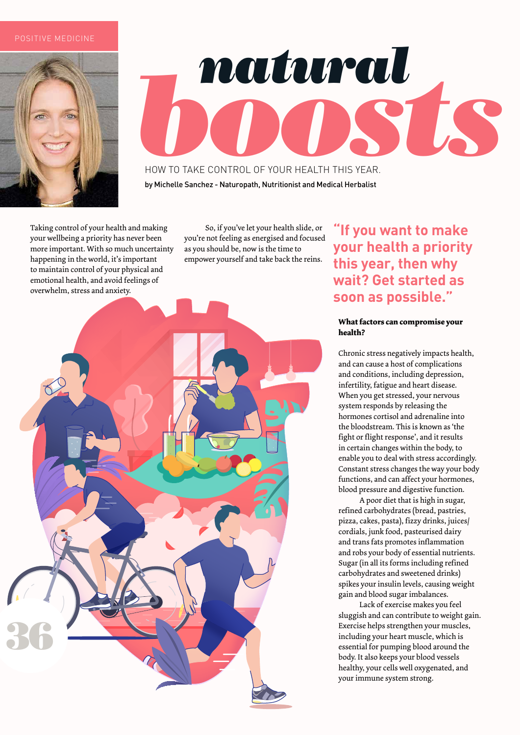# natural boosts

HOW TO TAKE CONTROL OF YOUR HEALTH THIS YEAR.

by Michelle Sanchez - Naturopath, Nutritionist and Medical Herbalist

Taking control of your health and making your wellbeing a priority has never been more important. With so much uncertainty happening in the world, it's important to maintain control of your physical and emotional health, and avoid feelings of overwhelm, stress and anxiety.

So, if you've let your health slide, or you're not feeling as energised and focused as you should be, now is the time to empower yourself and take back the reins.

> "If you want to make your health a priority this year, then why wait? Get started as soon as possible."

### What factors can compromise your health?

Chronic stress negatively impacts health, and can cause a host of complications and conditions, including depression, infertility, fatigue and heart disease. When you get stressed, your nervous system responds by releasing the hormones cortisol and adrenaline into the bloodstream. This is known as 'the fight or flight response', and it results in certain changes within the body, to enable you to deal with stress accordingly. Constant stress changes the way your body functions, and can affect your hormones, blood pressure and digestive function.

A poor diet that is high in sugar, refined carbohydrates (bread, pastries, pizza, cakes, pasta), fizzy drinks, juices/cordials, junk food, pasteurised dairy and trans fats promotes inflammation and robs your body of essential nutrients. Sugar (in all its forms including refined carbohydrates and sweetened drinks) spikes your insulin levels, causing weight gain and blood sugar imbalances.

Lack of exercise makes you feel sluggish and can contribute to weight gain. Exercise helps strengthen your muscles, including your heart muscle, which is essential for pumping blood around the body. It also keeps your blood vessels healthy, your cells well oxygenated, and your immune system strong.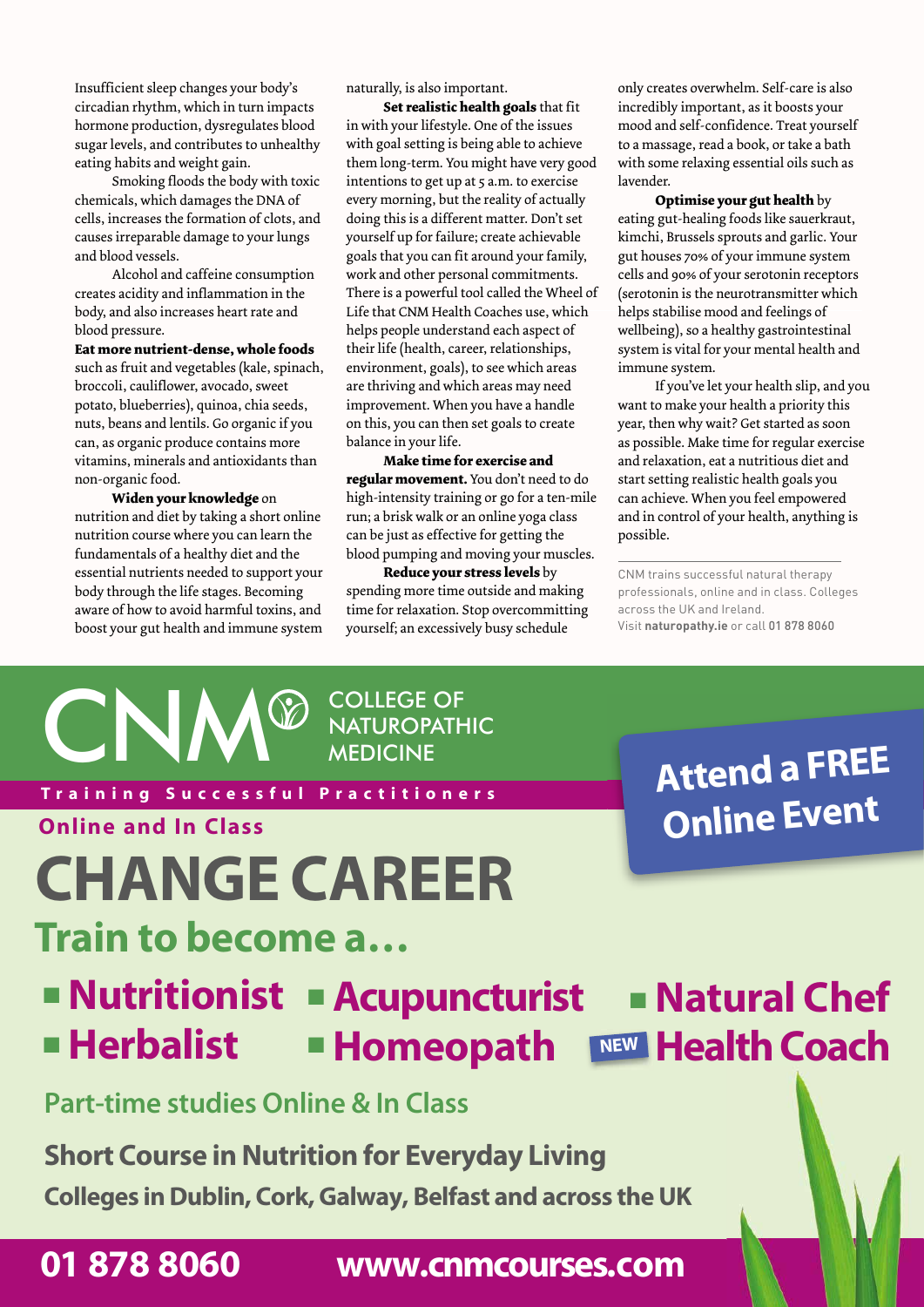Insufficient sleep changes your body's circadian rhythm, which in turn impacts hormone production, dysregulates blood sugar levels, and contributes to unhealthy eating habits and weight gain.

Smoking floods the body with toxic chemicals, which damages the DNA of cells, increases the formation of clots, and causes irreparable damage to your lungs and blood vessels.

Alcohol and caffeine consumption creates acidity and inflammation in the body, and also increases heart rate and blood pressure.

**Eat more nutrient-dense, whole foods** such as fruit and vegetables (kale, spinach, broccoli, cauliflower, avocado, sweet potato, blueberries), quinoa, chia seeds, nuts, beans and lentils. Go organic if you can, as organic produce contains more vitamins, minerals and antioxidants than non-organic food.

**Widen your knowledge** on nutrition and diet by taking a short online nutrition course where you can learn the fundamentals of a healthy diet and the essential nutrients needed to support your body through the life stages. Becoming aware of how to avoid harmful toxins, and boost your gut health and immune system naturally, is also important.

**Set realistic health goals** that fit in with your lifestyle. One of the issues with goal setting is being able to achieve them long-term. You might have very good intentions to get up at 5 a.m. to exercise every morning, but the reality of actually doing this is a different matter. Don't set yourself up for failure; create achievable goals that you can fit around your family, work and other personal commitments. There is a powerful tool called the Wheel of Life that CNM Health Coaches use, which helps people understand each aspect of their life (health, career, relationships, environment, goals), to see which areas are thriving and which areas may need improvement. When you have a handle on this, you can then set goals to create balance in your life.

**Make time for exercise and regular movement.** You don't need to do high-intensity training or go for a ten-mile run; a brisk walk or an online yoga class can be just as effective for getting the blood pumping and moving your muscles.

**Reduce your stress levels** by spending more time outside and making time for relaxation. Stop overcommitting yourself; an excessively busy schedule only creates overwhelm. Self-care is also incredibly important, as it boosts your mood and self-confidence. Treat yourself to a massage, read a book, or take a bath with some relaxing essential oils such as lavender.

**Optimise your gut health** by eating gut-healing foods like sauerkraut, kimchi, Brussels sprouts and garlic. Your gut houses 70% of your immune system cells and 90% of your serotonin receptors (serotonin is the neurotransmitter which helps stabilise mood and feelings of wellbeing), so a healthy gastrointestinal system is vital for your mental health and immune system.

If you've let your health slip, and you want to make your health a priority this year, then why wait? Get started as soon as possible. Make time for regular exercise and relaxation, eat a nutritious diet and start setting realistic health goals you can achieve. When you feel empowered and in control of your health, anything is possible.

---

CNM trains successful natural therapy professionals, online and in class. Colleges across the UK and Ireland.
Visit **naturopathy.ie** or call **01 878 8060**

---

**CNM** COLLEGE OF NATUROPATHIC MEDICINE

Training Successful Practitioners

**Attend a FREE Online Event**

**Online and In Class**

# CHANGE CAREER

## Train to become a…

- **Nutritionist**
- **Acupuncturist**
- **Natural Chef**
- **Herbalist**
- **Homeopath**
- NEW **Health Coach**

**Part-time studies Online & In Class**

**Short Course in Nutrition for Everyday Living**

**Colleges in Dublin, Cork, Galway, Belfast and across the UK**

**01 878 8060** **www.cnmcourses.com**